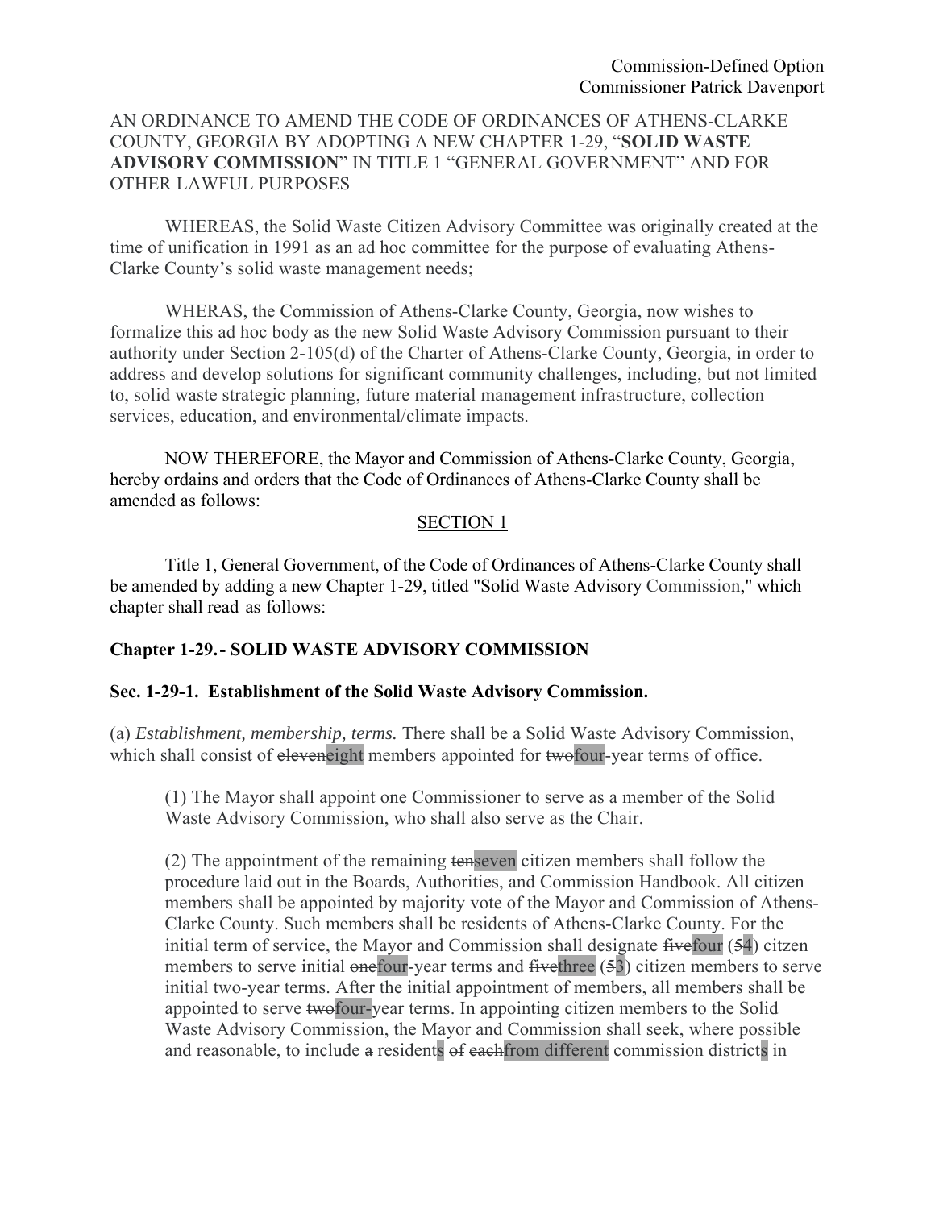Commission-Defined Option
Commissioner Patrick Davenport

AN ORDINANCE TO AMEND THE CODE OF ORDINANCES OF ATHENS-CLARKE COUNTY, GEORGIA BY ADOPTING A NEW CHAPTER 1-29, "**SOLID WASTE ADVISORY COMMISSION**" IN TITLE 1 "GENERAL GOVERNMENT" AND FOR OTHER LAWFUL PURPOSES

WHEREAS, the Solid Waste Citizen Advisory Committee was originally created at the time of unification in 1991 as an ad hoc committee for the purpose of evaluating Athens-Clarke County's solid waste management needs;

WHERAS, the Commission of Athens-Clarke County, Georgia, now wishes to formalize this ad hoc body as the new Solid Waste Advisory Commission pursuant to their authority under Section 2-105(d) of the Charter of Athens-Clarke County, Georgia, in order to address and develop solutions for significant community challenges, including, but not limited to, solid waste strategic planning, future material management infrastructure, collection services, education, and environmental/climate impacts.

NOW THEREFORE, the Mayor and Commission of Athens-Clarke County, Georgia, hereby ordains and orders that the Code of Ordinances of Athens-Clarke County shall be amended as follows:

SECTION 1

Title 1, General Government, of the Code of Ordinances of Athens-Clarke County shall be amended by adding a new Chapter 1-29, titled "Solid Waste Advisory Commission," which chapter shall read as follows:

**Chapter 1-29.- SOLID WASTE ADVISORY COMMISSION**

**Sec. 1-29-1. Establishment of the Solid Waste Advisory Commission.**

(a) *Establishment, membership, terms.* There shall be a Solid Waste Advisory Commission, which shall consist of ~~eleven~~eight members appointed for ~~two~~four-year terms of office.

(1) The Mayor shall appoint one Commissioner to serve as a member of the Solid Waste Advisory Commission, who shall also serve as the Chair.

(2) The appointment of the remaining ~~ten~~seven citizen members shall follow the procedure laid out in the Boards, Authorities, and Commission Handbook. All citizen members shall be appointed by majority vote of the Mayor and Commission of Athens-Clarke County. Such members shall be residents of Athens-Clarke County. For the initial term of service, the Mayor and Commission shall designate ~~five~~four (~~5~~4) citzen members to serve initial ~~one~~four-year terms and ~~five~~three (~~5~~3) citizen members to serve initial two-year terms. After the initial appointment of members, all members shall be appointed to serve ~~two~~four-year terms. In appointing citizen members to the Solid Waste Advisory Commission, the Mayor and Commission shall seek, where possible and reasonable, to include ~~a~~ residents ~~of each~~from different commission districts in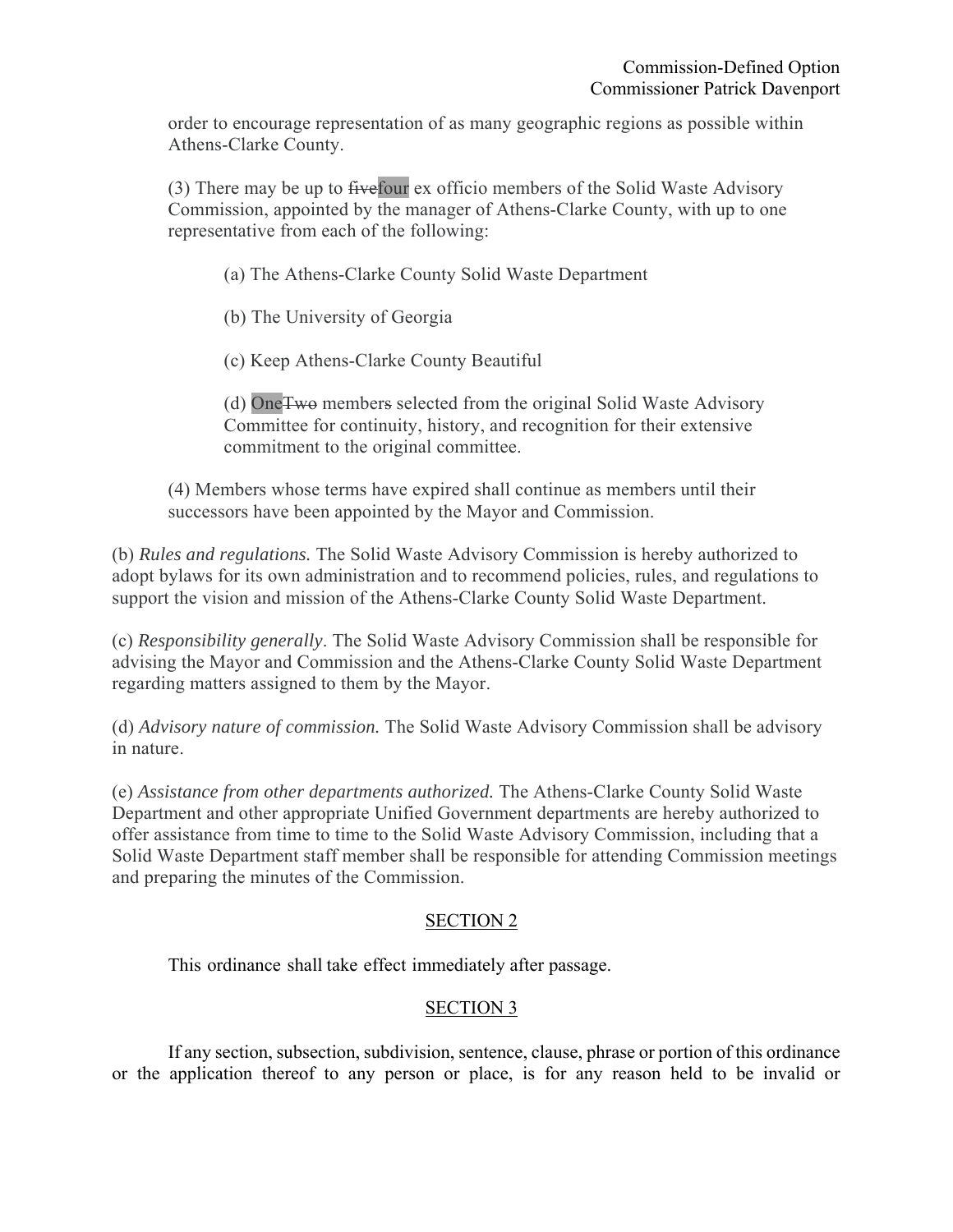order to encourage representation of as many geographic regions as possible within Athens-Clarke County.

(3) There may be up to ~~five~~four ex officio members of the Solid Waste Advisory Commission, appointed by the manager of Athens-Clarke County, with up to one representative from each of the following:

(a) The Athens-Clarke County Solid Waste Department

(b) The University of Georgia

(c) Keep Athens-Clarke County Beautiful

(d) One~~Two~~ member~~s~~ selected from the original Solid Waste Advisory Committee for continuity, history, and recognition for their extensive commitment to the original committee.

(4) Members whose terms have expired shall continue as members until their successors have been appointed by the Mayor and Commission.

(b) *Rules and regulations.* The Solid Waste Advisory Commission is hereby authorized to adopt bylaws for its own administration and to recommend policies, rules, and regulations to support the vision and mission of the Athens-Clarke County Solid Waste Department.

(c) *Responsibility generally*. The Solid Waste Advisory Commission shall be responsible for advising the Mayor and Commission and the Athens-Clarke County Solid Waste Department regarding matters assigned to them by the Mayor.

(d) *Advisory nature of commission.* The Solid Waste Advisory Commission shall be advisory in nature.

(e) *Assistance from other departments authorized.* The Athens-Clarke County Solid Waste Department and other appropriate Unified Government departments are hereby authorized to offer assistance from time to time to the Solid Waste Advisory Commission, including that a Solid Waste Department staff member shall be responsible for attending Commission meetings and preparing the minutes of the Commission.

## SECTION 2

This ordinance shall take effect immediately after passage.

## SECTION 3

If any section, subsection, subdivision, sentence, clause, phrase or portion of this ordinance or the application thereof to any person or place, is for any reason held to be invalid or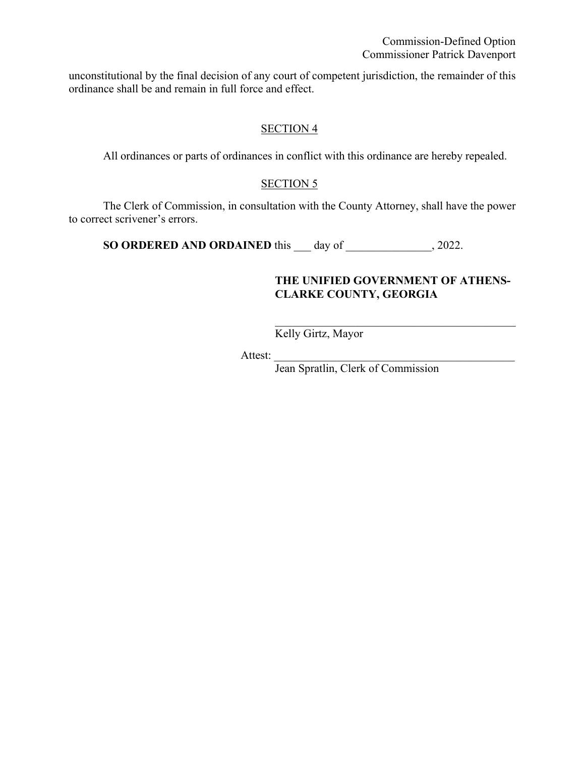unconstitutional by the final decision of any court of competent jurisdiction, the remainder of this ordinance shall be and remain in full force and effect.

SECTION 4

All ordinances or parts of ordinances in conflict with this ordinance are hereby repealed.

SECTION 5

The Clerk of Commission, in consultation with the County Attorney, shall have the power to correct scrivener's errors.

**SO ORDERED AND ORDAINED** this ___ day of _______________, 2022.

**THE UNIFIED GOVERNMENT OF ATHENS-CLARKE COUNTY, GEORGIA**

_____________________________________________
Kelly Girtz, Mayor

Attest: _____________________________________________
Jean Spratlin, Clerk of Commission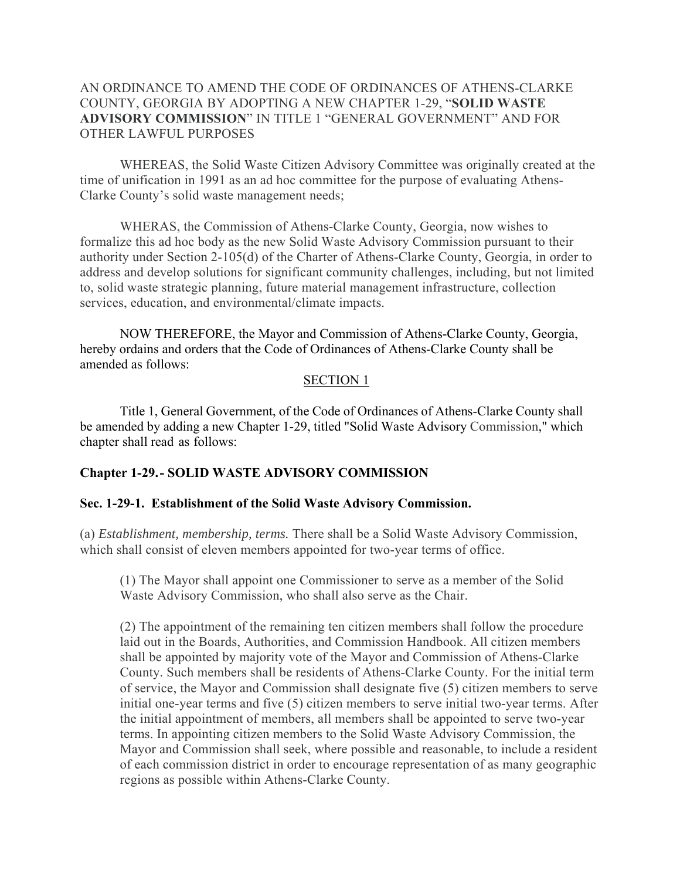AN ORDINANCE TO AMEND THE CODE OF ORDINANCES OF ATHENS-CLARKE COUNTY, GEORGIA BY ADOPTING A NEW CHAPTER 1-29, "**SOLID WASTE ADVISORY COMMISSION**" IN TITLE 1 "GENERAL GOVERNMENT" AND FOR OTHER LAWFUL PURPOSES

WHEREAS, the Solid Waste Citizen Advisory Committee was originally created at the time of unification in 1991 as an ad hoc committee for the purpose of evaluating Athens-Clarke County's solid waste management needs;

WHERAS, the Commission of Athens-Clarke County, Georgia, now wishes to formalize this ad hoc body as the new Solid Waste Advisory Commission pursuant to their authority under Section 2-105(d) of the Charter of Athens-Clarke County, Georgia, in order to address and develop solutions for significant community challenges, including, but not limited to, solid waste strategic planning, future material management infrastructure, collection services, education, and environmental/climate impacts.

NOW THEREFORE, the Mayor and Commission of Athens-Clarke County, Georgia, hereby ordains and orders that the Code of Ordinances of Athens-Clarke County shall be amended as follows:

<u>SECTION 1</u>

Title 1, General Government, of the Code of Ordinances of Athens-Clarke County shall be amended by adding a new Chapter 1-29, titled "Solid Waste Advisory Commission," which chapter shall read as follows:

**Chapter 1-29.- SOLID WASTE ADVISORY COMMISSION**

**Sec. 1-29-1. Establishment of the Solid Waste Advisory Commission.**

(a) *Establishment, membership, terms.* There shall be a Solid Waste Advisory Commission, which shall consist of eleven members appointed for two-year terms of office.

(1) The Mayor shall appoint one Commissioner to serve as a member of the Solid Waste Advisory Commission, who shall also serve as the Chair.

(2) The appointment of the remaining ten citizen members shall follow the procedure laid out in the Boards, Authorities, and Commission Handbook. All citizen members shall be appointed by majority vote of the Mayor and Commission of Athens-Clarke County. Such members shall be residents of Athens-Clarke County. For the initial term of service, the Mayor and Commission shall designate five (5) citizen members to serve initial one-year terms and five (5) citizen members to serve initial two-year terms. After the initial appointment of members, all members shall be appointed to serve two-year terms. In appointing citizen members to the Solid Waste Advisory Commission, the Mayor and Commission shall seek, where possible and reasonable, to include a resident of each commission district in order to encourage representation of as many geographic regions as possible within Athens-Clarke County.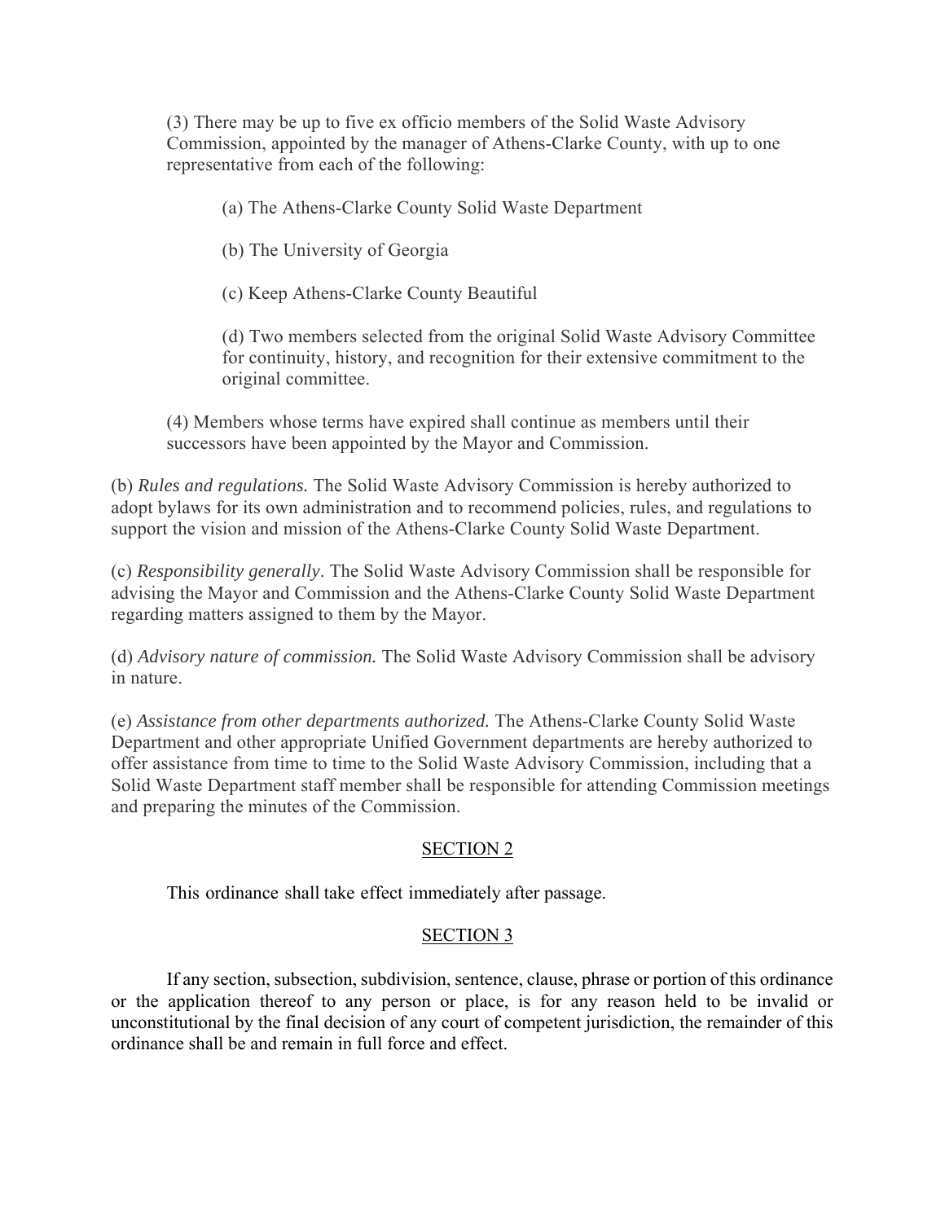(3) There may be up to five ex officio members of the Solid Waste Advisory Commission, appointed by the manager of Athens-Clarke County, with up to one representative from each of the following:

(a) The Athens-Clarke County Solid Waste Department

(b) The University of Georgia

(c) Keep Athens-Clarke County Beautiful

(d) Two members selected from the original Solid Waste Advisory Committee for continuity, history, and recognition for their extensive commitment to the original committee.

(4) Members whose terms have expired shall continue as members until their successors have been appointed by the Mayor and Commission.

(b) *Rules and regulations.* The Solid Waste Advisory Commission is hereby authorized to adopt bylaws for its own administration and to recommend policies, rules, and regulations to support the vision and mission of the Athens-Clarke County Solid Waste Department.

(c) *Responsibility generally.* The Solid Waste Advisory Commission shall be responsible for advising the Mayor and Commission and the Athens-Clarke County Solid Waste Department regarding matters assigned to them by the Mayor.

(d) *Advisory nature of commission.* The Solid Waste Advisory Commission shall be advisory in nature.

(e) *Assistance from other departments authorized.* The Athens-Clarke County Solid Waste Department and other appropriate Unified Government departments are hereby authorized to offer assistance from time to time to the Solid Waste Advisory Commission, including that a Solid Waste Department staff member shall be responsible for attending Commission meetings and preparing the minutes of the Commission.

## SECTION 2

This ordinance shall take effect immediately after passage.

## SECTION 3

If any section, subsection, subdivision, sentence, clause, phrase or portion of this ordinance or the application thereof to any person or place, is for any reason held to be invalid or unconstitutional by the final decision of any court of competent jurisdiction, the remainder of this ordinance shall be and remain in full force and effect.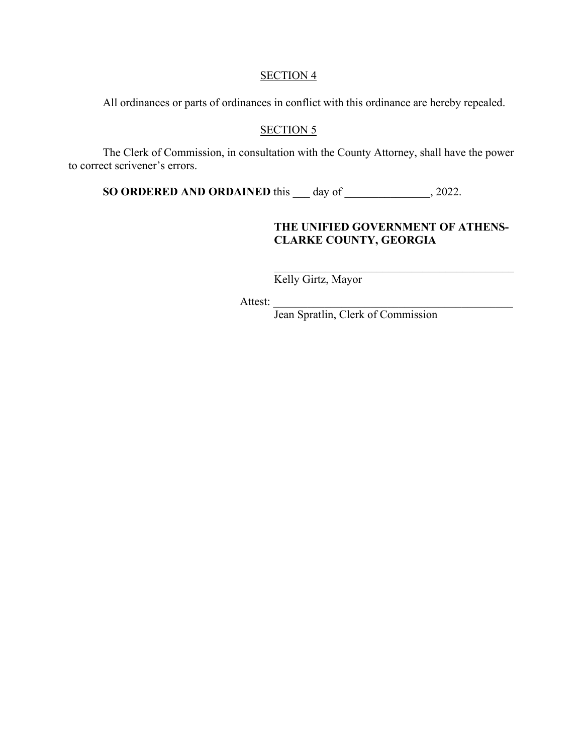SECTION 4

All ordinances or parts of ordinances in conflict with this ordinance are hereby repealed.

SECTION 5

The Clerk of Commission, in consultation with the County Attorney, shall have the power to correct scrivener's errors.

**SO ORDERED AND ORDAINED** this ___ day of _______________, 2022.

**THE UNIFIED GOVERNMENT OF ATHENS-CLARKE COUNTY, GEORGIA**

_____________________________________________
Kelly Girtz, Mayor

Attest: _____________________________________________
Jean Spratlin, Clerk of Commission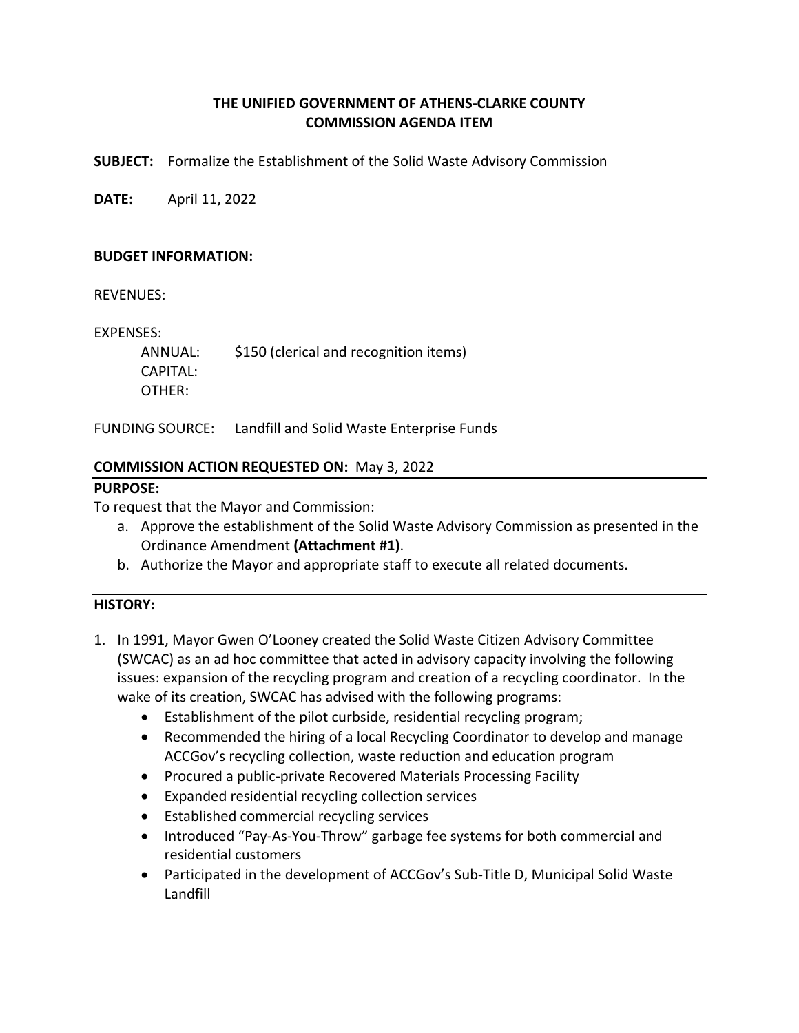**THE UNIFIED GOVERNMENT OF ATHENS-CLARKE COUNTY**
**COMMISSION AGENDA ITEM**

**SUBJECT:** Formalize the Establishment of the Solid Waste Advisory Commission

**DATE:** April 11, 2022

**BUDGET INFORMATION:**

REVENUES:

EXPENSES:

ANNUAL: $150 (clerical and recognition items)
CAPITAL:
OTHER:

FUNDING SOURCE: Landfill and Solid Waste Enterprise Funds

**COMMISSION ACTION REQUESTED ON:** May 3, 2022

**PURPOSE:**

To request that the Mayor and Commission:

a. Approve the establishment of the Solid Waste Advisory Commission as presented in the Ordinance Amendment **(Attachment #1)**.
b. Authorize the Mayor and appropriate staff to execute all related documents.

**HISTORY:**

1. In 1991, Mayor Gwen O'Looney created the Solid Waste Citizen Advisory Committee (SWCAC) as an ad hoc committee that acted in advisory capacity involving the following issues: expansion of the recycling program and creation of a recycling coordinator. In the wake of its creation, SWCAC has advised with the following programs:
   - Establishment of the pilot curbside, residential recycling program;
   - Recommended the hiring of a local Recycling Coordinator to develop and manage ACCGov's recycling collection, waste reduction and education program
   - Procured a public-private Recovered Materials Processing Facility
   - Expanded residential recycling collection services
   - Established commercial recycling services
   - Introduced "Pay-As-You-Throw" garbage fee systems for both commercial and residential customers
   - Participated in the development of ACCGov's Sub-Title D, Municipal Solid Waste Landfill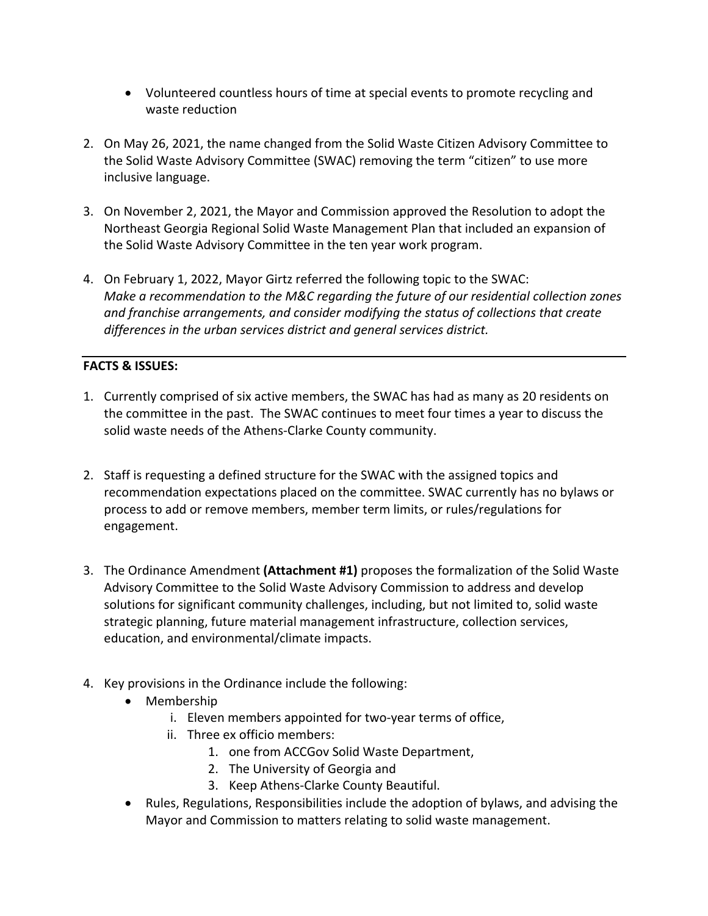- Volunteered countless hours of time at special events to promote recycling and waste reduction

2. On May 26, 2021, the name changed from the Solid Waste Citizen Advisory Committee to the Solid Waste Advisory Committee (SWAC) removing the term "citizen" to use more inclusive language.

3. On November 2, 2021, the Mayor and Commission approved the Resolution to adopt the Northeast Georgia Regional Solid Waste Management Plan that included an expansion of the Solid Waste Advisory Committee in the ten year work program.

4. On February 1, 2022, Mayor Girtz referred the following topic to the SWAC: *Make a recommendation to the M&C regarding the future of our residential collection zones and franchise arrangements, and consider modifying the status of collections that create differences in the urban services district and general services district.*

**FACTS & ISSUES:**

1. Currently comprised of six active members, the SWAC has had as many as 20 residents on the committee in the past. The SWAC continues to meet four times a year to discuss the solid waste needs of the Athens-Clarke County community.

2. Staff is requesting a defined structure for the SWAC with the assigned topics and recommendation expectations placed on the committee. SWAC currently has no bylaws or process to add or remove members, member term limits, or rules/regulations for engagement.

3. The Ordinance Amendment **(Attachment #1)** proposes the formalization of the Solid Waste Advisory Committee to the Solid Waste Advisory Commission to address and develop solutions for significant community challenges, including, but not limited to, solid waste strategic planning, future material management infrastructure, collection services, education, and environmental/climate impacts.

4. Key provisions in the Ordinance include the following:
   - Membership
     - i. Eleven members appointed for two-year terms of office,
     - ii. Three ex officio members:
       1. one from ACCGov Solid Waste Department,
       2. The University of Georgia and
       3. Keep Athens-Clarke County Beautiful.
   - Rules, Regulations, Responsibilities include the adoption of bylaws, and advising the Mayor and Commission to matters relating to solid waste management.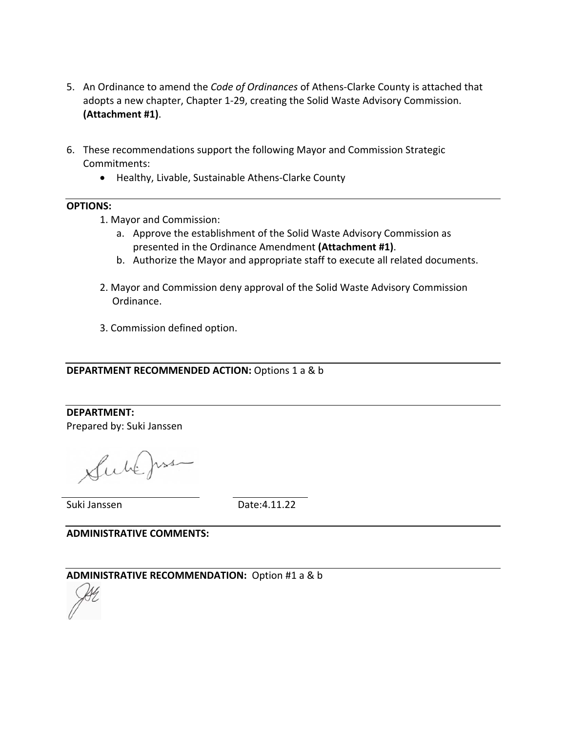5. An Ordinance to amend the *Code of Ordinances* of Athens-Clarke County is attached that adopts a new chapter, Chapter 1-29, creating the Solid Waste Advisory Commission. **(Attachment #1)**.

6. These recommendations support the following Mayor and Commission Strategic Commitments:
   - Healthy, Livable, Sustainable Athens-Clarke County

**OPTIONS:**

1. Mayor and Commission:
   a. Approve the establishment of the Solid Waste Advisory Commission as presented in the Ordinance Amendment **(Attachment #1)**.
   b. Authorize the Mayor and appropriate staff to execute all related documents.

2. Mayor and Commission deny approval of the Solid Waste Advisory Commission Ordinance.

3. Commission defined option.

**DEPARTMENT RECOMMENDED ACTION:** Options 1 a & b

**DEPARTMENT:**
Prepared by: Suki Janssen

Suki Janssen	Date:4.11.22

**ADMINISTRATIVE COMMENTS:**

**ADMINISTRATIVE RECOMMENDATION:** Option #1 a & b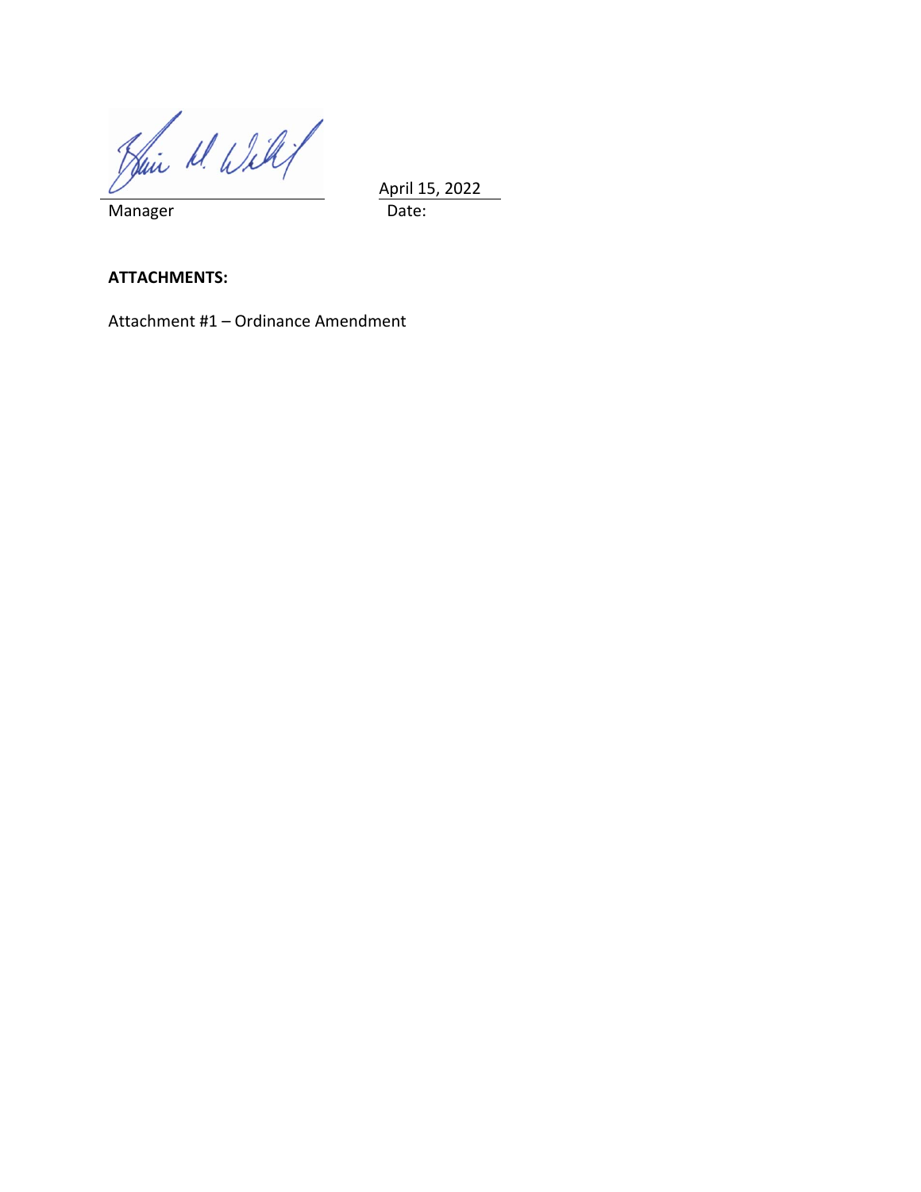Manager

April 15, 2022
Date:

**ATTACHMENTS:**

Attachment #1 – Ordinance Amendment